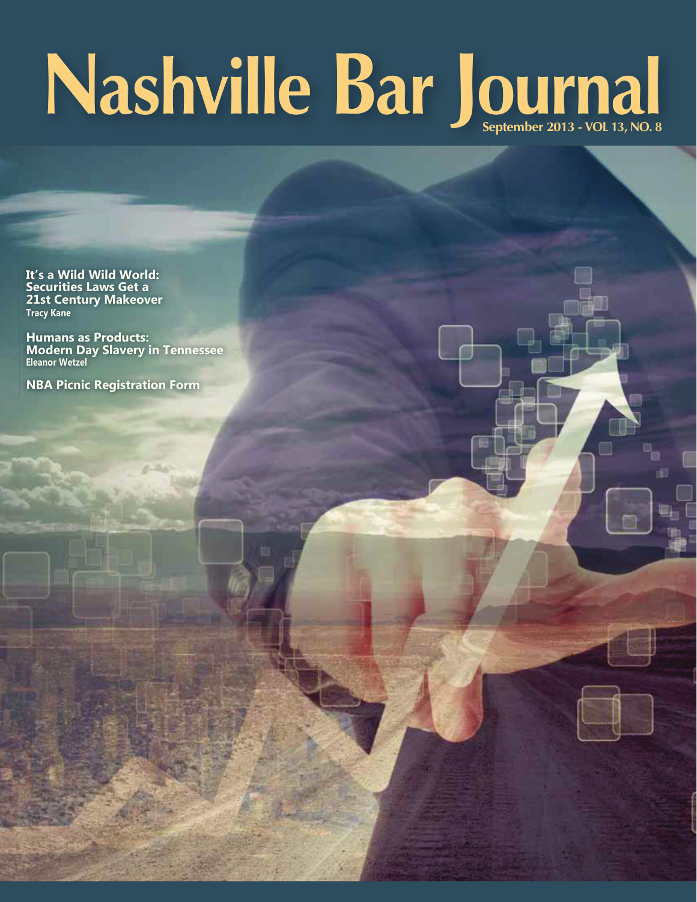# Nashville Bar Journal

**September 2013 - VOL 13, NO. 8**

**It's a Wild Wild World: Securities Laws Get a 21st Century Makeover**
Tracy Kane

**Humans as Products: Modern Day Slavery in Tennessee**
Eleanor Wetzel

**NBA Picnic Registration Form**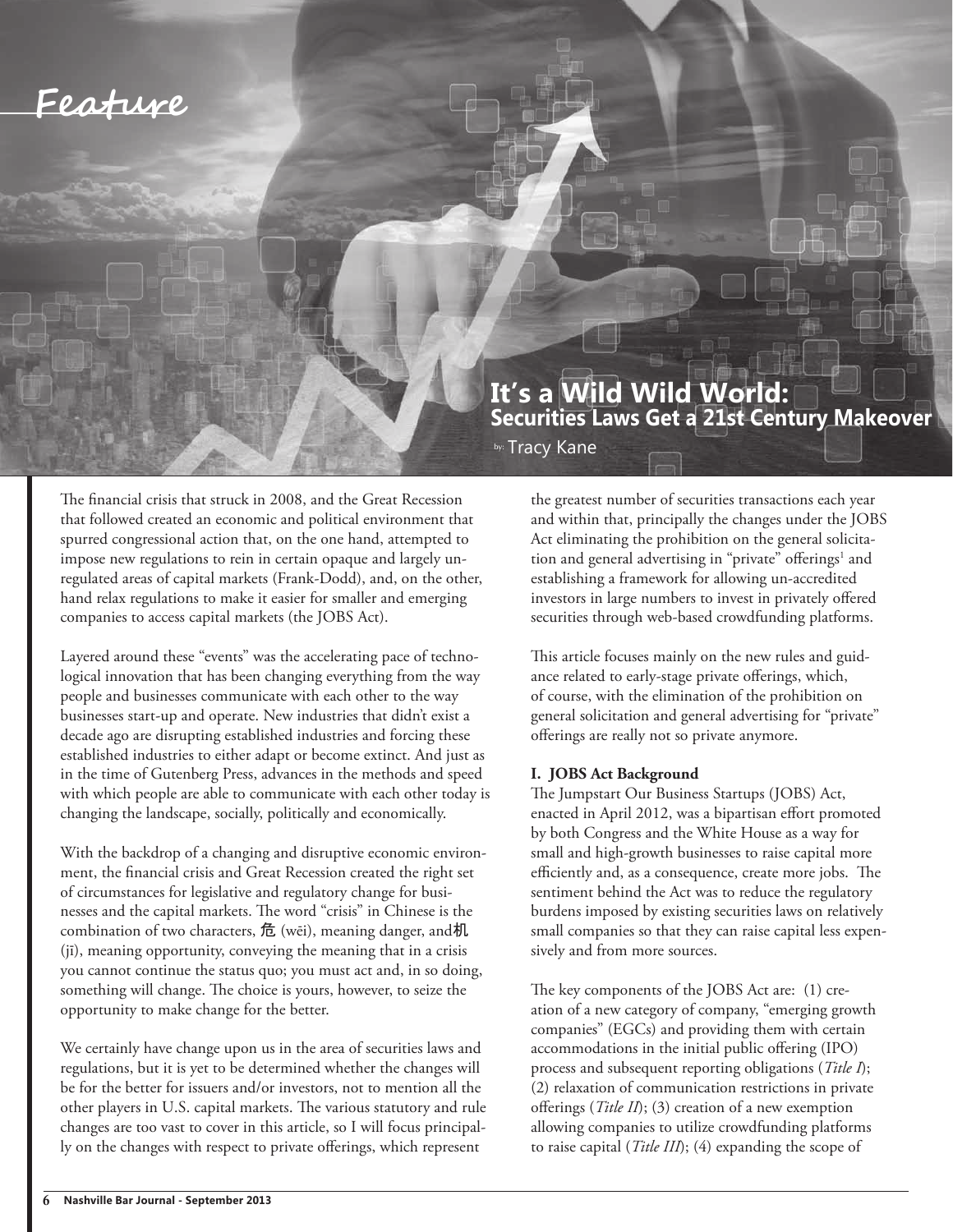Feature

# It's a Wild Wild World: Securities Laws Get a 21st Century Makeover

by: Tracy Kane

The financial crisis that struck in 2008, and the Great Recession that followed created an economic and political environment that spurred congressional action that, on the one hand, attempted to impose new regulations to rein in certain opaque and largely unregulated areas of capital markets (Frank-Dodd), and, on the other, hand relax regulations to make it easier for smaller and emerging companies to access capital markets (the JOBS Act).

Layered around these "events" was the accelerating pace of technological innovation that has been changing everything from the way people and businesses communicate with each other to the way businesses start-up and operate. New industries that didn't exist a decade ago are disrupting established industries and forcing these established industries to either adapt or become extinct. And just as in the time of Gutenberg Press, advances in the methods and speed with which people are able to communicate with each other today is changing the landscape, socially, politically and economically.

With the backdrop of a changing and disruptive economic environment, the financial crisis and Great Recession created the right set of circumstances for legislative and regulatory change for businesses and the capital markets. The word "crisis" in Chinese is the combination of two characters, 危 (wēi), meaning danger, and机 (jī), meaning opportunity, conveying the meaning that in a crisis you cannot continue the status quo; you must act and, in so doing, something will change. The choice is yours, however, to seize the opportunity to make change for the better.

We certainly have change upon us in the area of securities laws and regulations, but it is yet to be determined whether the changes will be for the better for issuers and/or investors, not to mention all the other players in U.S. capital markets. The various statutory and rule changes are too vast to cover in this article, so I will focus principally on the changes with respect to private offerings, which represent the greatest number of securities transactions each year and within that, principally the changes under the JOBS Act eliminating the prohibition on the general solicitation and general advertising in "private" offerings[1] and establishing a framework for allowing un-accredited investors in large numbers to invest in privately offered securities through web-based crowdfunding platforms.

This article focuses mainly on the new rules and guidance related to early-stage private offerings, which, of course, with the elimination of the prohibition on general solicitation and general advertising for "private" offerings are really not so private anymore.

**I. JOBS Act Background**

The Jumpstart Our Business Startups (JOBS) Act, enacted in April 2012, was a bipartisan effort promoted by both Congress and the White House as a way for small and high-growth businesses to raise capital more efficiently and, as a consequence, create more jobs. The sentiment behind the Act was to reduce the regulatory burdens imposed by existing securities laws on relatively small companies so that they can raise capital less expensively and from more sources.

The key components of the JOBS Act are: (1) creation of a new category of company, "emerging growth companies" (EGCs) and providing them with certain accommodations in the initial public offering (IPO) process and subsequent reporting obligations (*Title I*); (2) relaxation of communication restrictions in private offerings (*Title II*); (3) creation of a new exemption allowing companies to utilize crowdfunding platforms to raise capital (*Title III*); (4) expanding the scope of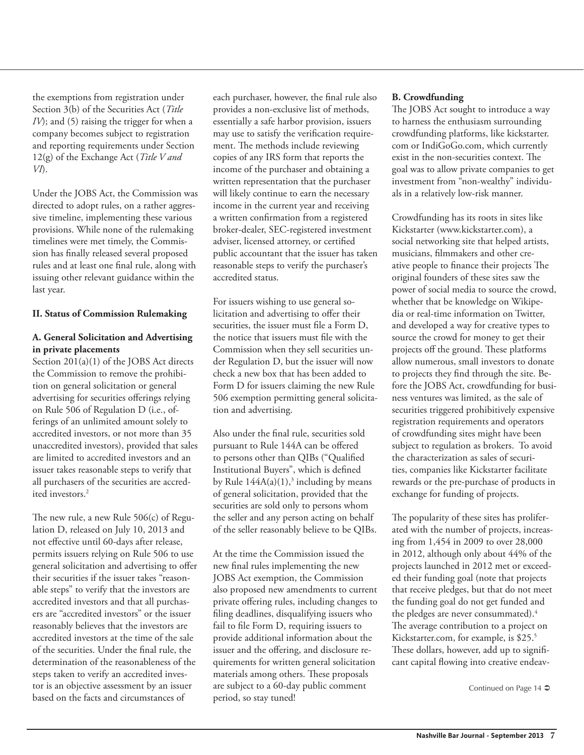the exemptions from registration under Section 3(b) of the Securities Act (*Title IV*); and (5) raising the trigger for when a company becomes subject to registration and reporting requirements under Section 12(g) of the Exchange Act (*Title V and VI*).

Under the JOBS Act, the Commission was directed to adopt rules, on a rather aggressive timeline, implementing these various provisions. While none of the rulemaking timelines were met timely, the Commission has finally released several proposed rules and at least one final rule, along with issuing other relevant guidance within the last year.

## II. Status of Commission Rulemaking

### A. General Solicitation and Advertising in private placements

Section 201(a)(1) of the JOBS Act directs the Commission to remove the prohibition on general solicitation or general advertising for securities offerings relying on Rule 506 of Regulation D (i.e., offerings of an unlimited amount solely to accredited investors, or not more than 35 unaccredited investors), provided that sales are limited to accredited investors and an issuer takes reasonable steps to verify that all purchasers of the securities are accredited investors.[2]

The new rule, a new Rule 506(c) of Regulation D, released on July 10, 2013 and not effective until 60-days after release, permits issuers relying on Rule 506 to use general solicitation and advertising to offer their securities if the issuer takes "reasonable steps" to verify that the investors are accredited investors and that all purchasers are "accredited investors" or the issuer reasonably believes that the investors are accredited investors at the time of the sale of the securities. Under the final rule, the determination of the reasonableness of the steps taken to verify an accredited investor is an objective assessment by an issuer based on the facts and circumstances of each purchaser, however, the final rule also provides a non-exclusive list of methods, essentially a safe harbor provision, issuers may use to satisfy the verification requirement. The methods include reviewing copies of any IRS form that reports the income of the purchaser and obtaining a written representation that the purchaser will likely continue to earn the necessary income in the current year and receiving a written confirmation from a registered broker-dealer, SEC-registered investment adviser, licensed attorney, or certified public accountant that the issuer has taken reasonable steps to verify the purchaser's accredited status.

For issuers wishing to use general solicitation and advertising to offer their securities, the issuer must file a Form D, the notice that issuers must file with the Commission when they sell securities under Regulation D, but the issuer will now check a new box that has been added to Form D for issuers claiming the new Rule 506 exemption permitting general solicitation and advertising.

Also under the final rule, securities sold pursuant to Rule 144A can be offered to persons other than QIBs ("Qualified Institutional Buyers", which is defined by Rule 144A(a)(1),[3] including by means of general solicitation, provided that the securities are sold only to persons whom the seller and any person acting on behalf of the seller reasonably believe to be QIBs.

At the time the Commission issued the new final rules implementing the new JOBS Act exemption, the Commission also proposed new amendments to current private offering rules, including changes to filing deadlines, disqualifying issuers who fail to file Form D, requiring issuers to provide additional information about the issuer and the offering, and disclosure requirements for written general solicitation materials among others. These proposals are subject to a 60-day public comment period, so stay tuned!

### B. Crowdfunding

The JOBS Act sought to introduce a way to harness the enthusiasm surrounding crowdfunding platforms, like kickstarter.com or IndiGoGo.com, which currently exist in the non-securities context. The goal was to allow private companies to get investment from "non-wealthy" individuals in a relatively low-risk manner.

Crowdfunding has its roots in sites like Kickstarter (www.kickstarter.com), a social networking site that helped artists, musicians, filmmakers and other creative people to finance their projects The original founders of these sites saw the power of social media to source the crowd, whether that be knowledge on Wikipedia or real-time information on Twitter, and developed a way for creative types to source the crowd for money to get their projects off the ground. These platforms allow numerous, small investors to donate to projects they find through the site. Before the JOBS Act, crowdfunding for business ventures was limited, as the sale of securities triggered prohibitively expensive registration requirements and operators of crowdfunding sites might have been subject to regulation as brokers. To avoid the characterization as sales of securities, companies like Kickstarter facilitate rewards or the pre-purchase of products in exchange for funding of projects.

The popularity of these sites has proliferated with the number of projects, increasing from 1,454 in 2009 to over 28,000 in 2012, although only about 44% of the projects launched in 2012 met or exceeded their funding goal (note that projects that receive pledges, but that do not meet the funding goal do not get funded and the pledges are never consummated).[4] The average contribution to a project on Kickstarter.com, for example, is $25.[5] These dollars, however, add up to significant capital flowing into creative endeav-

Continued on Page 14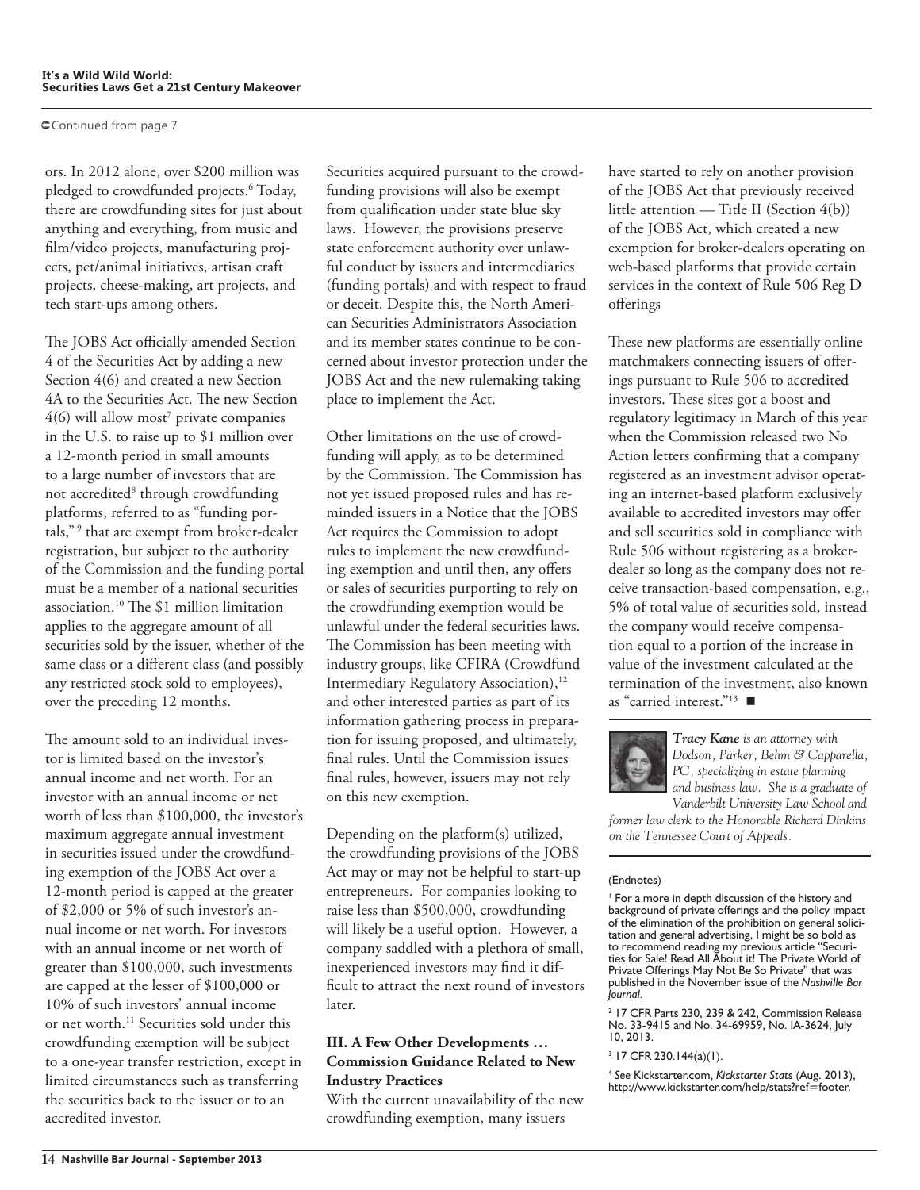Continued from page 7

ors. In 2012 alone, over $200 million was pledged to crowdfunded projects.[6] Today, there are crowdfunding sites for just about anything and everything, from music and film/video projects, manufacturing projects, pet/animal initiatives, artisan craft projects, cheese-making, art projects, and tech start-ups among others.

The JOBS Act officially amended Section 4 of the Securities Act by adding a new Section 4(6) and created a new Section 4A to the Securities Act. The new Section 4(6) will allow most[7] private companies in the U.S. to raise up to $1 million over a 12-month period in small amounts to a large number of investors that are not accredited[8] through crowdfunding platforms, referred to as "funding portals,"[9] that are exempt from broker-dealer registration, but subject to the authority of the Commission and the funding portal must be a member of a national securities association.[10] The $1 million limitation applies to the aggregate amount of all securities sold by the issuer, whether of the same class or a different class (and possibly any restricted stock sold to employees), over the preceding 12 months.

The amount sold to an individual investor is limited based on the investor's annual income and net worth. For an investor with an annual income or net worth of less than $100,000, the investor's maximum aggregate annual investment in securities issued under the crowdfunding exemption of the JOBS Act over a 12-month period is capped at the greater of $2,000 or 5% of such investor's annual income or net worth. For investors with an annual income or net worth of greater than $100,000, such investments are capped at the lesser of $100,000 or 10% of such investors' annual income or net worth.[11] Securities sold under this crowdfunding exemption will be subject to a one-year transfer restriction, except in limited circumstances such as transferring the securities back to the issuer or to an accredited investor.

Securities acquired pursuant to the crowdfunding provisions will also be exempt from qualification under state blue sky laws. However, the provisions preserve state enforcement authority over unlawful conduct by issuers and intermediaries (funding portals) and with respect to fraud or deceit. Despite this, the North American Securities Administrators Association and its member states continue to be concerned about investor protection under the JOBS Act and the new rulemaking taking place to implement the Act.

Other limitations on the use of crowdfunding will apply, as to be determined by the Commission. The Commission has not yet issued proposed rules and has reminded issuers in a Notice that the JOBS Act requires the Commission to adopt rules to implement the new crowdfunding exemption and until then, any offers or sales of securities purporting to rely on the crowdfunding exemption would be unlawful under the federal securities laws. The Commission has been meeting with industry groups, like CFIRA (Crowdfund Intermediary Regulatory Association),[12] and other interested parties as part of its information gathering process in preparation for issuing proposed, and ultimately, final rules. Until the Commission issues final rules, however, issuers may not rely on this new exemption.

Depending on the platform(s) utilized, the crowdfunding provisions of the JOBS Act may or may not be helpful to start-up entrepreneurs. For companies looking to raise less than $500,000, crowdfunding will likely be a useful option. However, a company saddled with a plethora of small, inexperienced investors may find it difficult to attract the next round of investors later.

### III. A Few Other Developments … Commission Guidance Related to New Industry Practices

With the current unavailability of the new crowdfunding exemption, many issuers have started to rely on another provision of the JOBS Act that previously received little attention — Title II (Section 4(b)) of the JOBS Act, which created a new exemption for broker-dealers operating on web-based platforms that provide certain services in the context of Rule 506 Reg D offerings

These new platforms are essentially online matchmakers connecting issuers of offerings pursuant to Rule 506 to accredited investors. These sites got a boost and regulatory legitimacy in March of this year when the Commission released two No Action letters confirming that a company registered as an investment advisor operating an internet-based platform exclusively available to accredited investors may offer and sell securities sold in compliance with Rule 506 without registering as a broker-dealer so long as the company does not receive transaction-based compensation, e.g., 5% of total value of securities sold, instead the company would receive compensation equal to a portion of the increase in value of the investment calculated at the termination of the investment, also known as "carried interest."[13] ■

***Tracy Kane** is an attorney with Dodson, Parker, Behm & Capparella, PC, specializing in estate planning and business law. She is a graduate of Vanderbilt University Law School and former law clerk to the Honorable Richard Dinkins on the Tennessee Court of Appeals.*

(Endnotes)

[1] For a more in depth discussion of the history and background of private offerings and the policy impact of the elimination of the prohibition on general solicitation and general advertising, I might be so bold as to recommend reading my previous article "Securities for Sale! Read All About it! The Private World of Private Offerings May Not Be So Private" that was published in the November issue of the *Nashville Bar Journal*.

[2] 17 CFR Parts 230, 239 & 242, Commission Release No. 33-9415 and No. 34-69959, No. IA-3624, July 10, 2013.

[3] 17 CFR 230.144(a)(1).

[4] *See* Kickstarter.com, *Kickstarter Stats* (Aug. 2013), http://www.kickstarter.com/help/stats?ref=footer.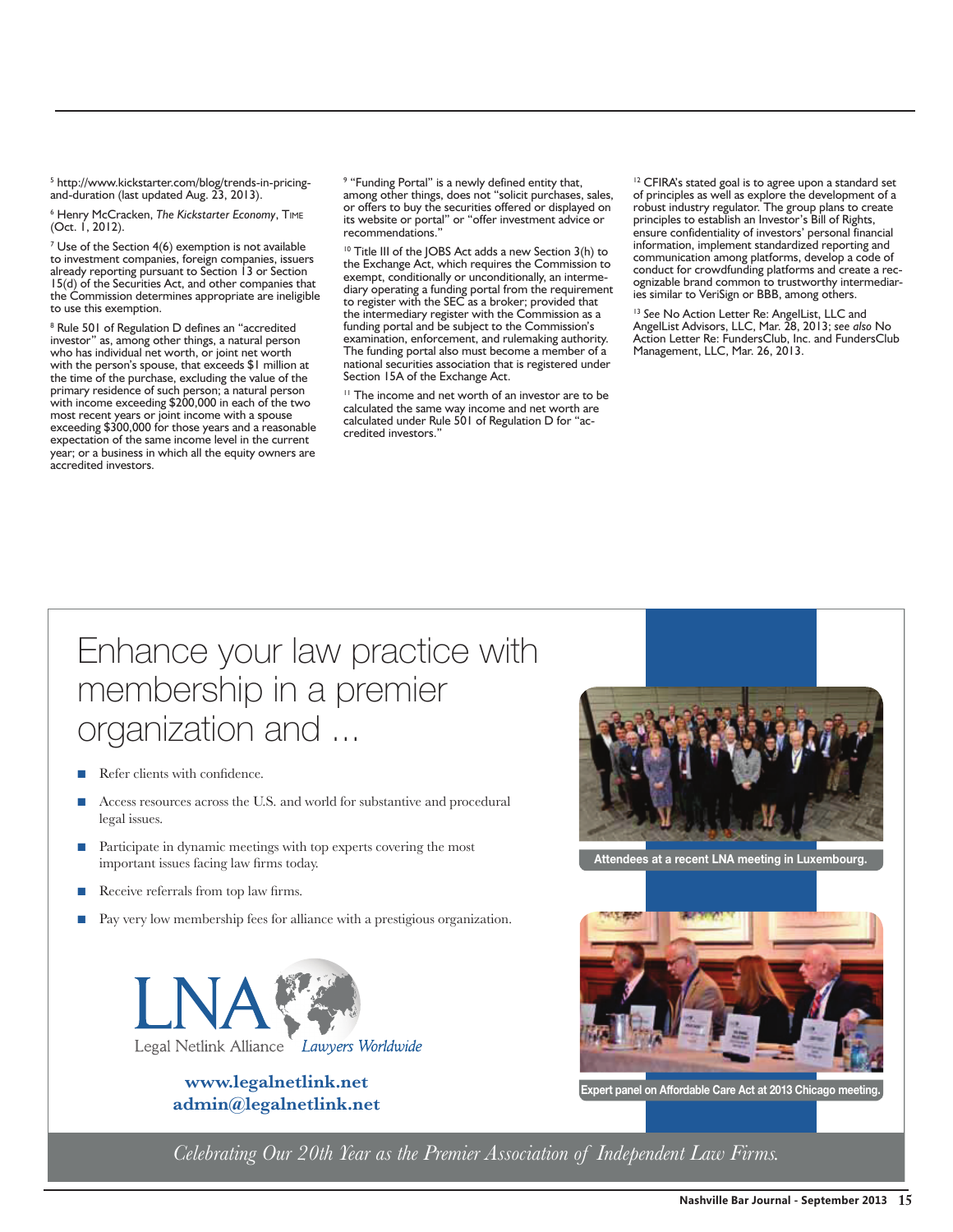[5] http://www.kickstarter.com/blog/trends-in-pricing-and-duration (last updated Aug. 23, 2013).

[6] Henry McCracken, *The Kickstarter Economy*, Time (Oct. 1, 2012).

[7] Use of the Section 4(6) exemption is not available to investment companies, foreign companies, issuers already reporting pursuant to Section 13 or Section 15(d) of the Securities Act, and other companies that the Commission determines appropriate are ineligible to use this exemption.

[8] Rule 501 of Regulation D defines an "accredited investor" as, among other things, a natural person who has individual net worth, or joint net worth with the person's spouse, that exceeds $1 million at the time of the purchase, excluding the value of the primary residence of such person; a natural person with income exceeding $200,000 in each of the two most recent years or joint income with a spouse exceeding $300,000 for those years and a reasonable expectation of the same income level in the current year; or a business in which all the equity owners are accredited investors.

[9] "Funding Portal" is a newly defined entity that, among other things, does not "solicit purchases, sales, or offers to buy the securities offered or displayed on its website or portal" or "offer investment advice or recommendations."

[10] Title III of the JOBS Act adds a new Section 3(h) to the Exchange Act, which requires the Commission to exempt, conditionally or unconditionally, an intermediary operating a funding portal from the requirement to register with the SEC as a broker; provided that the intermediary register with the Commission as a funding portal and be subject to the Commission's examination, enforcement, and rulemaking authority. The funding portal also must become a member of a national securities association that is registered under Section 15A of the Exchange Act.

[11] The income and net worth of an investor are to be calculated the same way income and net worth are calculated under Rule 501 of Regulation D for "accredited investors."

[12] CFIRA's stated goal is to agree upon a standard set of principles as well as explore the development of a robust industry regulator. The group plans to create principles to establish an Investor's Bill of Rights, ensure confidentiality of investors' personal financial information, implement standardized reporting and communication among platforms, develop a code of conduct for crowdfunding platforms and create a recognizable brand common to trustworthy intermediaries similar to VeriSign or BBB, among others.

[13] *See* No Action Letter Re: AngelList, LLC and AngelList Advisors, LLC, Mar. 28, 2013; *see also* No Action Letter Re: FundersClub, Inc. and FundersClub Management, LLC, Mar. 26, 2013.

# Enhance your law practice with membership in a premier organization and ...

- Refer clients with confidence.
- Access resources across the U.S. and world for substantive and procedural legal issues.
- Participate in dynamic meetings with top experts covering the most important issues facing law firms today.
- Receive referrals from top law firms.
- Pay very low membership fees for alliance with a prestigious organization.

LNA Legal Netlink Alliance *Lawyers Worldwide*

**www.legalnetlink.net**
**admin@legalnetlink.net**

Attendees at a recent LNA meeting in Luxembourg.

Expert panel on Affordable Care Act at 2013 Chicago meeting.

*Celebrating Our 20th Year as the Premier Association of Independent Law Firms.*